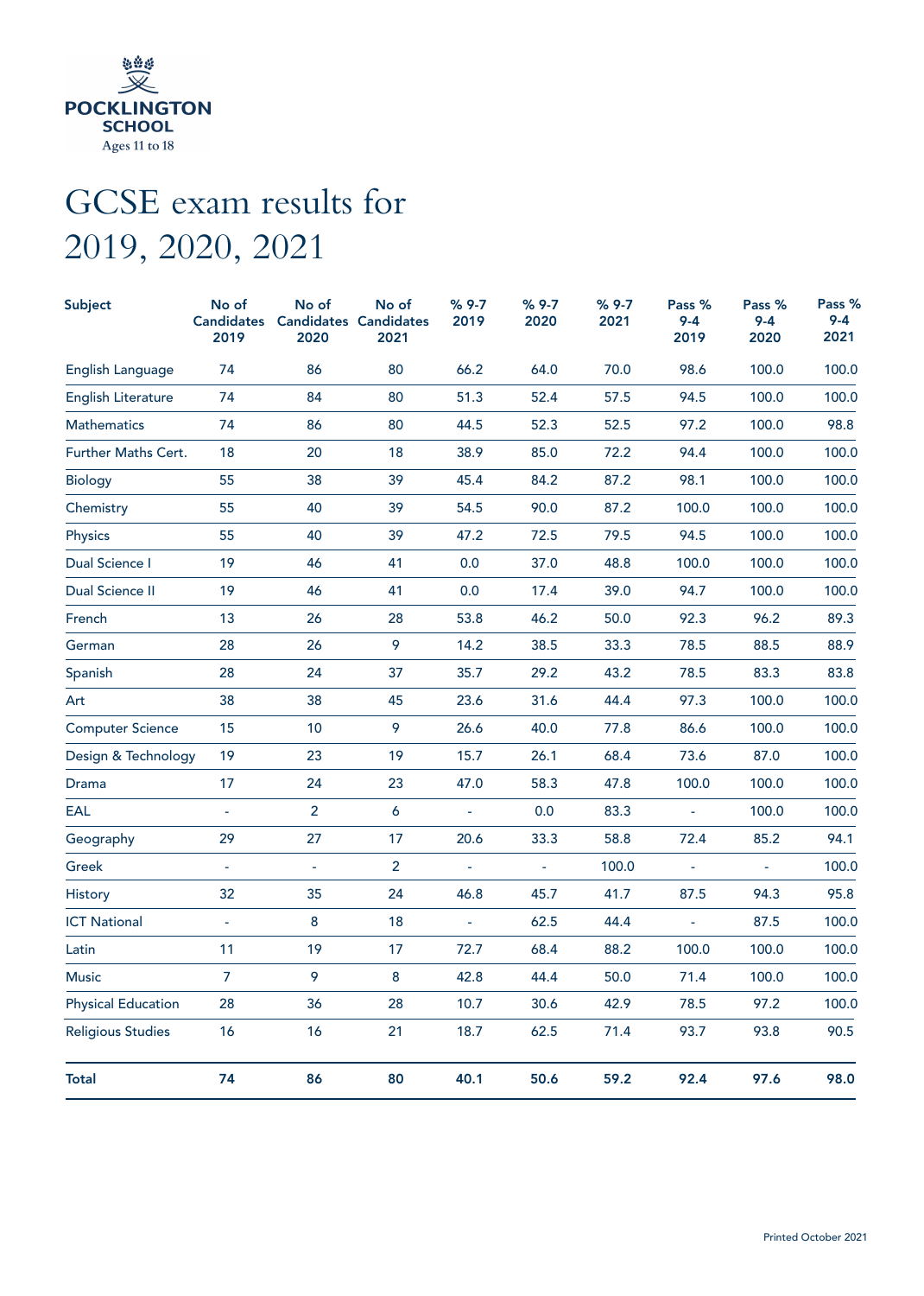POCKLINGTON SCHOOL
Ages 11 to 18

# GCSE exam results for 2019, 2020, 2021

| Subject | No of Candidates 2019 | No of Candidates 2020 | No of Candidates 2021 | % 9-7 2019 | % 9-7 2020 | % 9-7 2021 | Pass % 9-4 2019 | Pass % 9-4 2020 | Pass % 9-4 2021 |
|---|---|---|---|---|---|---|---|---|---|
| English Language | 74 | 86 | 80 | 66.2 | 64.0 | 70.0 | 98.6 | 100.0 | 100.0 |
| English Literature | 74 | 84 | 80 | 51.3 | 52.4 | 57.5 | 94.5 | 100.0 | 100.0 |
| Mathematics | 74 | 86 | 80 | 44.5 | 52.3 | 52.5 | 97.2 | 100.0 | 98.8 |
| Further Maths Cert. | 18 | 20 | 18 | 38.9 | 85.0 | 72.2 | 94.4 | 100.0 | 100.0 |
| Biology | 55 | 38 | 39 | 45.4 | 84.2 | 87.2 | 98.1 | 100.0 | 100.0 |
| Chemistry | 55 | 40 | 39 | 54.5 | 90.0 | 87.2 | 100.0 | 100.0 | 100.0 |
| Physics | 55 | 40 | 39 | 47.2 | 72.5 | 79.5 | 94.5 | 100.0 | 100.0 |
| Dual Science I | 19 | 46 | 41 | 0.0 | 37.0 | 48.8 | 100.0 | 100.0 | 100.0 |
| Dual Science II | 19 | 46 | 41 | 0.0 | 17.4 | 39.0 | 94.7 | 100.0 | 100.0 |
| French | 13 | 26 | 28 | 53.8 | 46.2 | 50.0 | 92.3 | 96.2 | 89.3 |
| German | 28 | 26 | 9 | 14.2 | 38.5 | 33.3 | 78.5 | 88.5 | 88.9 |
| Spanish | 28 | 24 | 37 | 35.7 | 29.2 | 43.2 | 78.5 | 83.3 | 83.8 |
| Art | 38 | 38 | 45 | 23.6 | 31.6 | 44.4 | 97.3 | 100.0 | 100.0 |
| Computer Science | 15 | 10 | 9 | 26.6 | 40.0 | 77.8 | 86.6 | 100.0 | 100.0 |
| Design & Technology | 19 | 23 | 19 | 15.7 | 26.1 | 68.4 | 73.6 | 87.0 | 100.0 |
| Drama | 17 | 24 | 23 | 47.0 | 58.3 | 47.8 | 100.0 | 100.0 | 100.0 |
| EAL | - | 2 | 6 | - | 0.0 | 83.3 | - | 100.0 | 100.0 |
| Geography | 29 | 27 | 17 | 20.6 | 33.3 | 58.8 | 72.4 | 85.2 | 94.1 |
| Greek | - | - | 2 | - | - | 100.0 | - | - | 100.0 |
| History | 32 | 35 | 24 | 46.8 | 45.7 | 41.7 | 87.5 | 94.3 | 95.8 |
| ICT National | - | 8 | 18 | - | 62.5 | 44.4 | - | 87.5 | 100.0 |
| Latin | 11 | 19 | 17 | 72.7 | 68.4 | 88.2 | 100.0 | 100.0 | 100.0 |
| Music | 7 | 9 | 8 | 42.8 | 44.4 | 50.0 | 71.4 | 100.0 | 100.0 |
| Physical Education | 28 | 36 | 28 | 10.7 | 30.6 | 42.9 | 78.5 | 97.2 | 100.0 |
| Religious Studies | 16 | 16 | 21 | 18.7 | 62.5 | 71.4 | 93.7 | 93.8 | 90.5 |
| **Total** | **74** | **86** | **80** | **40.1** | **50.6** | **59.2** | **92.4** | **97.6** | **98.0** |

Printed October 2021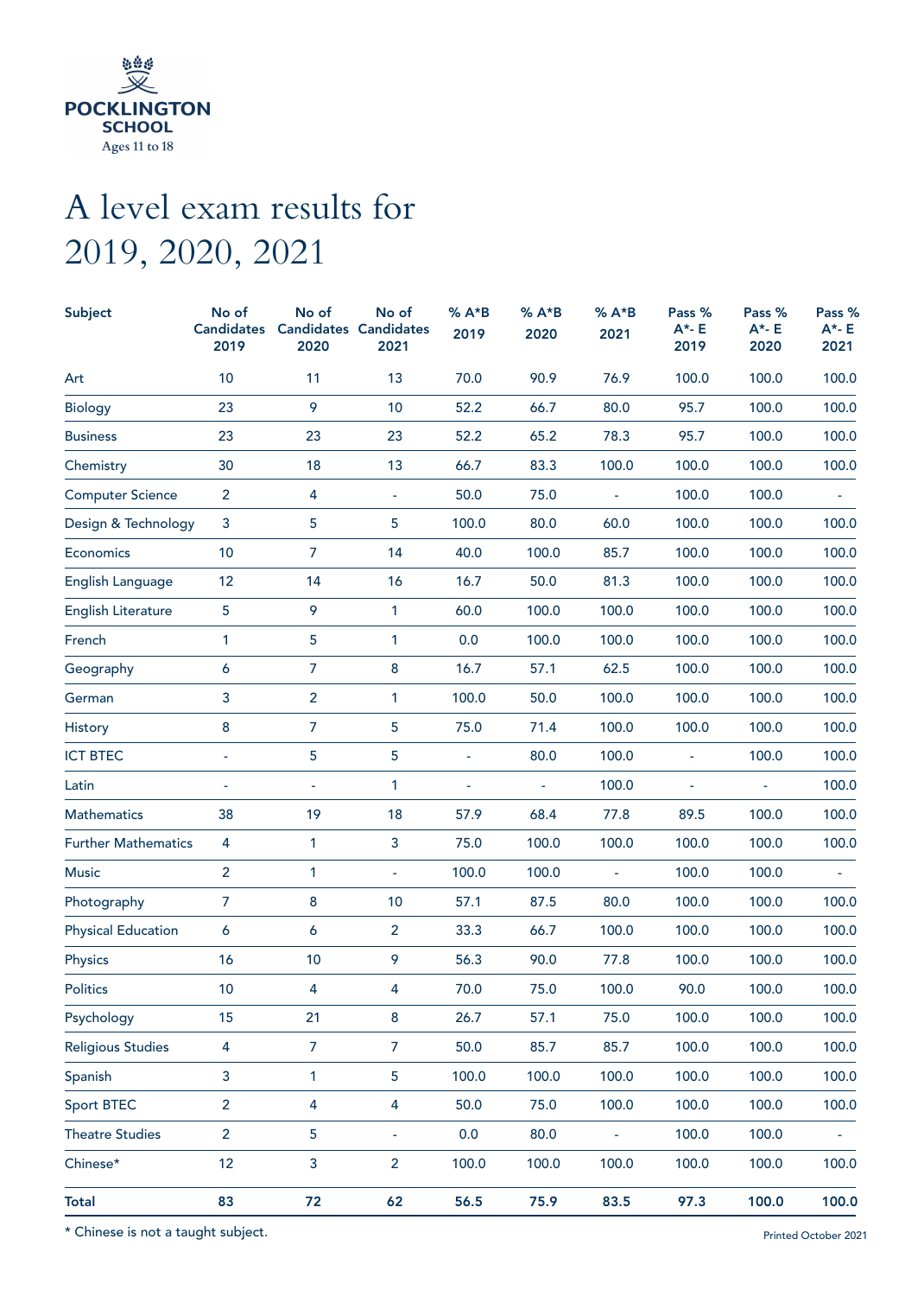POCKLINGTON SCHOOL
Ages 11 to 18

# A level exam results for 2019, 2020, 2021

| Subject | No of Candidates 2019 | No of Candidates 2020 | No of Candidates 2021 | % A*B 2019 | % A*B 2020 | % A*B 2021 | Pass % A*- E 2019 | Pass % A*- E 2020 | Pass % A*- E 2021 |
|---|---|---|---|---|---|---|---|---|---|
| Art | 10 | 11 | 13 | 70.0 | 90.9 | 76.9 | 100.0 | 100.0 | 100.0 |
| Biology | 23 | 9 | 10 | 52.2 | 66.7 | 80.0 | 95.7 | 100.0 | 100.0 |
| Business | 23 | 23 | 23 | 52.2 | 65.2 | 78.3 | 95.7 | 100.0 | 100.0 |
| Chemistry | 30 | 18 | 13 | 66.7 | 83.3 | 100.0 | 100.0 | 100.0 | 100.0 |
| Computer Science | 2 | 4 | - | 50.0 | 75.0 | - | 100.0 | 100.0 | - |
| Design & Technology | 3 | 5 | 5 | 100.0 | 80.0 | 60.0 | 100.0 | 100.0 | 100.0 |
| Economics | 10 | 7 | 14 | 40.0 | 100.0 | 85.7 | 100.0 | 100.0 | 100.0 |
| English Language | 12 | 14 | 16 | 16.7 | 50.0 | 81.3 | 100.0 | 100.0 | 100.0 |
| English Literature | 5 | 9 | 1 | 60.0 | 100.0 | 100.0 | 100.0 | 100.0 | 100.0 |
| French | 1 | 5 | 1 | 0.0 | 100.0 | 100.0 | 100.0 | 100.0 | 100.0 |
| Geography | 6 | 7 | 8 | 16.7 | 57.1 | 62.5 | 100.0 | 100.0 | 100.0 |
| German | 3 | 2 | 1 | 100.0 | 50.0 | 100.0 | 100.0 | 100.0 | 100.0 |
| History | 8 | 7 | 5 | 75.0 | 71.4 | 100.0 | 100.0 | 100.0 | 100.0 |
| ICT BTEC | - | 5 | 5 | - | 80.0 | 100.0 | - | 100.0 | 100.0 |
| Latin | - | - | 1 | - | - | 100.0 | - | - | 100.0 |
| Mathematics | 38 | 19 | 18 | 57.9 | 68.4 | 77.8 | 89.5 | 100.0 | 100.0 |
| Further Mathematics | 4 | 1 | 3 | 75.0 | 100.0 | 100.0 | 100.0 | 100.0 | 100.0 |
| Music | 2 | 1 | - | 100.0 | 100.0 | - | 100.0 | 100.0 | - |
| Photography | 7 | 8 | 10 | 57.1 | 87.5 | 80.0 | 100.0 | 100.0 | 100.0 |
| Physical Education | 6 | 6 | 2 | 33.3 | 66.7 | 100.0 | 100.0 | 100.0 | 100.0 |
| Physics | 16 | 10 | 9 | 56.3 | 90.0 | 77.8 | 100.0 | 100.0 | 100.0 |
| Politics | 10 | 4 | 4 | 70.0 | 75.0 | 100.0 | 90.0 | 100.0 | 100.0 |
| Psychology | 15 | 21 | 8 | 26.7 | 57.1 | 75.0 | 100.0 | 100.0 | 100.0 |
| Religious Studies | 4 | 7 | 7 | 50.0 | 85.7 | 85.7 | 100.0 | 100.0 | 100.0 |
| Spanish | 3 | 1 | 5 | 100.0 | 100.0 | 100.0 | 100.0 | 100.0 | 100.0 |
| Sport BTEC | 2 | 4 | 4 | 50.0 | 75.0 | 100.0 | 100.0 | 100.0 | 100.0 |
| Theatre Studies | 2 | 5 | - | 0.0 | 80.0 | - | 100.0 | 100.0 | - |
| Chinese* | 12 | 3 | 2 | 100.0 | 100.0 | 100.0 | 100.0 | 100.0 | 100.0 |
| **Total** | **83** | **72** | **62** | **56.5** | **75.9** | **83.5** | **97.3** | **100.0** | **100.0** |

* Chinese is not a taught subject.

Printed October 2021